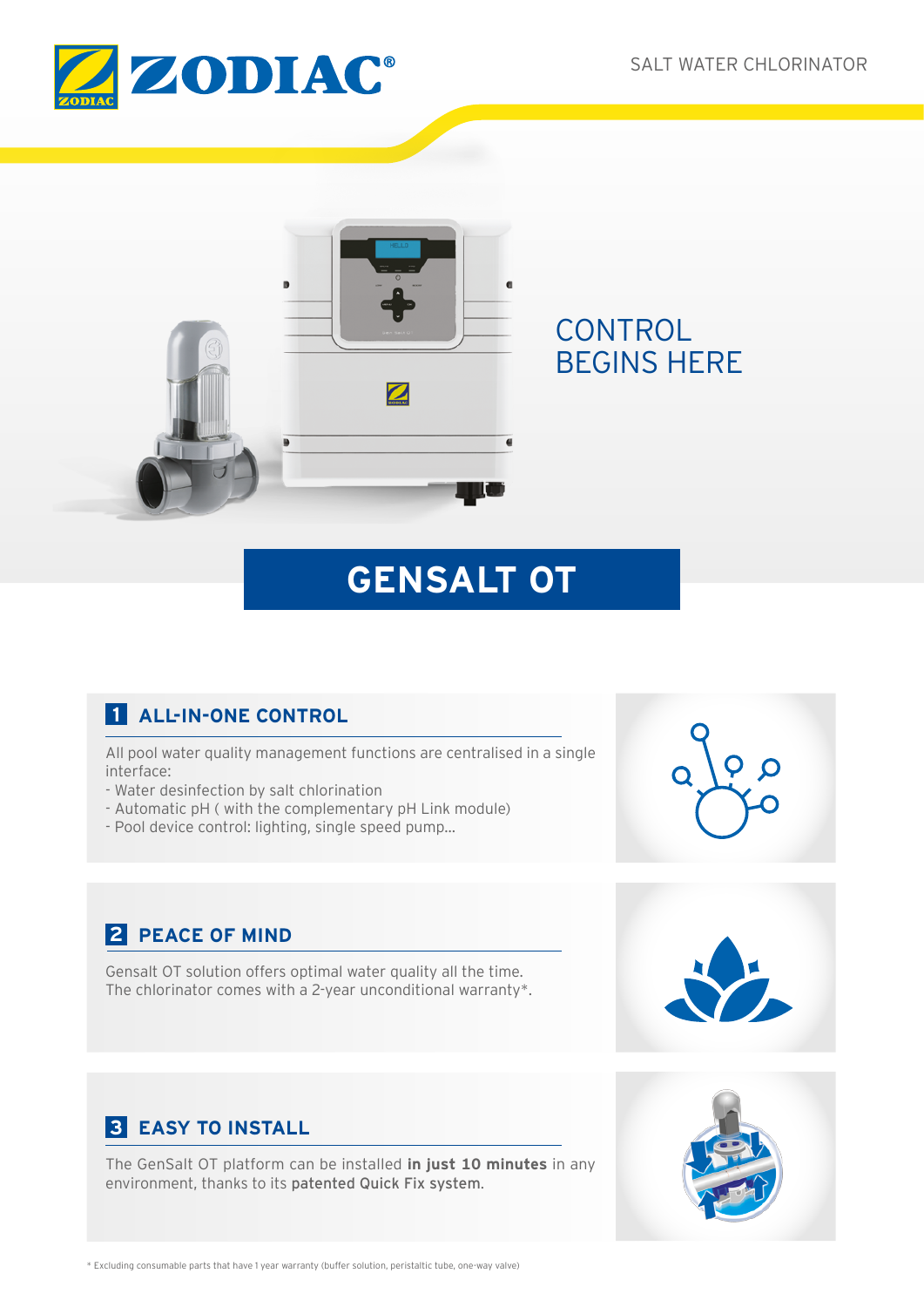ZODIAC®

SALT WATER CHLORINATOR

CONTROL BEGINS HERE

# GENSALT OT

## 1 ALL-IN-ONE CONTROL

All pool water quality management functions are centralised in a single interface:
- Water desinfection by salt chlorination
- Automatic pH ( with the complementary pH Link module)
- Pool device control: lighting, single speed pump...

## 2 PEACE OF MIND

Gensalt OT solution offers optimal water quality all the time.
The chlorinator comes with a 2-year unconditional warranty*.

## 3 EASY TO INSTALL

The GenSalt OT platform can be installed **in just 10 minutes** in any environment, thanks to its patented Quick Fix system.

* Excluding consumable parts that have 1 year warranty (buffer solution, peristaltic tube, one-way valve)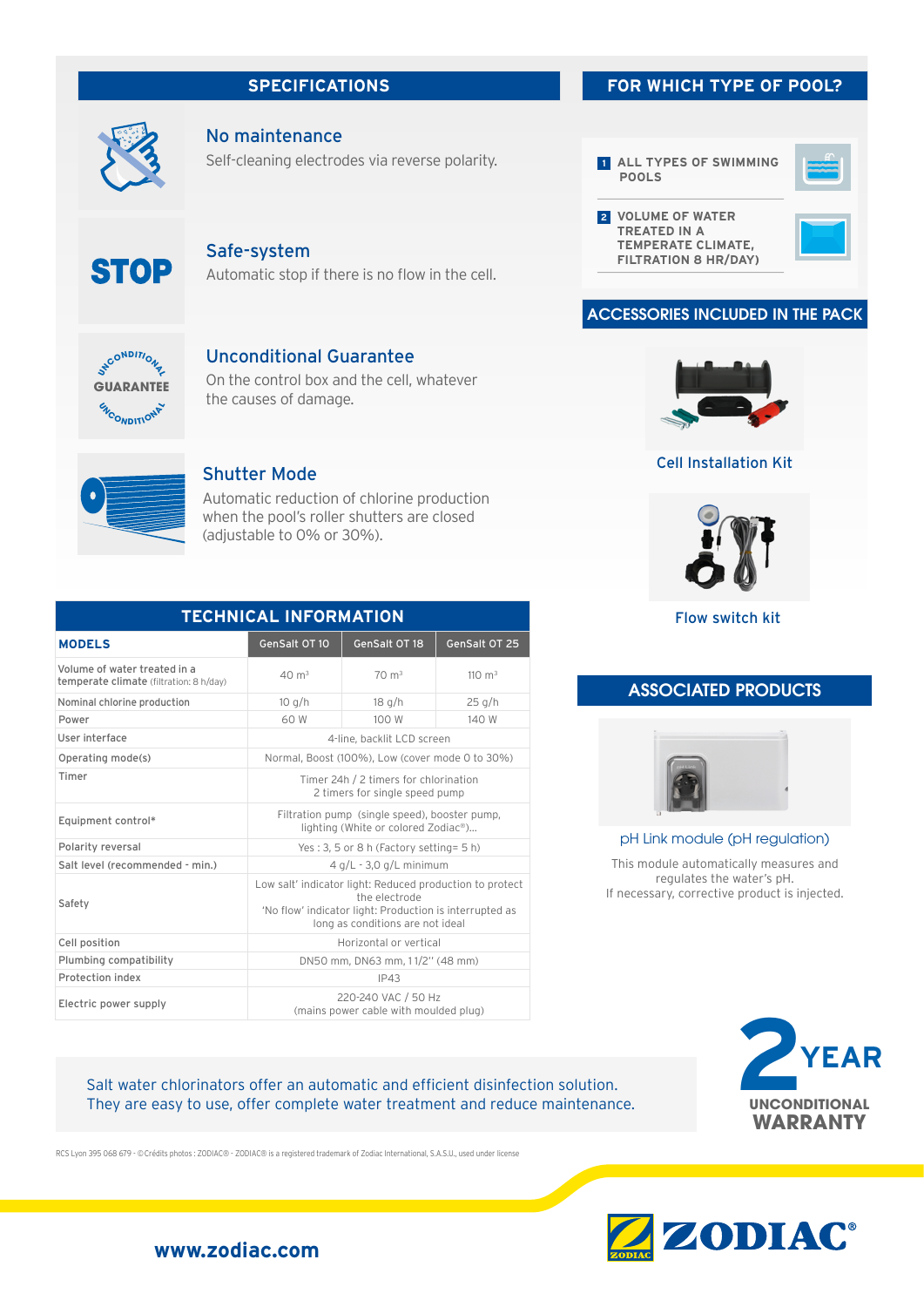## SPECIFICATIONS

### No maintenance
Self-cleaning electrodes via reverse polarity.

### Safe-system
Automatic stop if there is no flow in the cell.

### Unconditional Guarantee
On the control box and the cell, whatever the causes of damage.

### Shutter Mode
Automatic reduction of chlorine production when the pool's roller shutters are closed (adjustable to 0% or 30%).

## FOR WHICH TYPE OF POOL?

1. ALL TYPES OF SWIMMING POOLS
2. VOLUME OF WATER TREATED IN A TEMPERATE CLIMATE, FILTRATION 8 HR/DAY)

## ACCESSORIES INCLUDED IN THE PACK

Cell Installation Kit

Flow switch kit

## TECHNICAL INFORMATION

| MODELS | GenSalt OT 10 | GenSalt OT 18 | GenSalt OT 25 |
|---|---|---|---|
| Volume of water treated in a temperate climate (filtration: 8 h/day) | 40 m³ | 70 m³ | 110 m³ |
| Nominal chlorine production | 10 g/h | 18 g/h | 25 g/h |
| Power | 60 W | 100 W | 140 W |
| User interface | 4-line, backlit LCD screen | | |
| Operating mode(s) | Normal, Boost (100%), Low (cover mode 0 to 30%) | | |
| Timer | Timer 24h / 2 timers for chlorination<br>2 timers for single speed pump | | |
| Equipment control* | Filtration pump (single speed), booster pump, lighting (White or colored Zodiac®)... | | |
| Polarity reversal | Yes : 3, 5 or 8 h (Factory setting= 5 h) | | |
| Salt level (recommended - min.) | 4 g/L - 3,0 g/L minimum | | |
| Safety | Low salt' indicator light: Reduced production to protect the electrode<br>'No flow' indicator light: Production is interrupted as long as conditions are not ideal | | |
| Cell position | Horizontal or vertical | | |
| Plumbing compatibility | DN50 mm, DN63 mm, 1 1/2'' (48 mm) | | |
| Protection index | IP43 | | |
| Electric power supply | 220-240 VAC / 50 Hz<br>(mains power cable with moulded plug) | | |

## ASSOCIATED PRODUCTS

pH Link module (pH regulation)

This module automatically measures and regulates the water's pH.
If necessary, corrective product is injected.

Salt water chlorinators offer an automatic and efficient disinfection solution.
They are easy to use, offer complete water treatment and reduce maintenance.

2 YEAR UNCONDITIONAL WARRANTY

RCS Lyon 395 068 679 - ©Crédits photos : ZODIAC® - ZODIAC® is a registered trademark of Zodiac International, S.A.S.U., used under license

www.zodiac.com

ZODIAC®